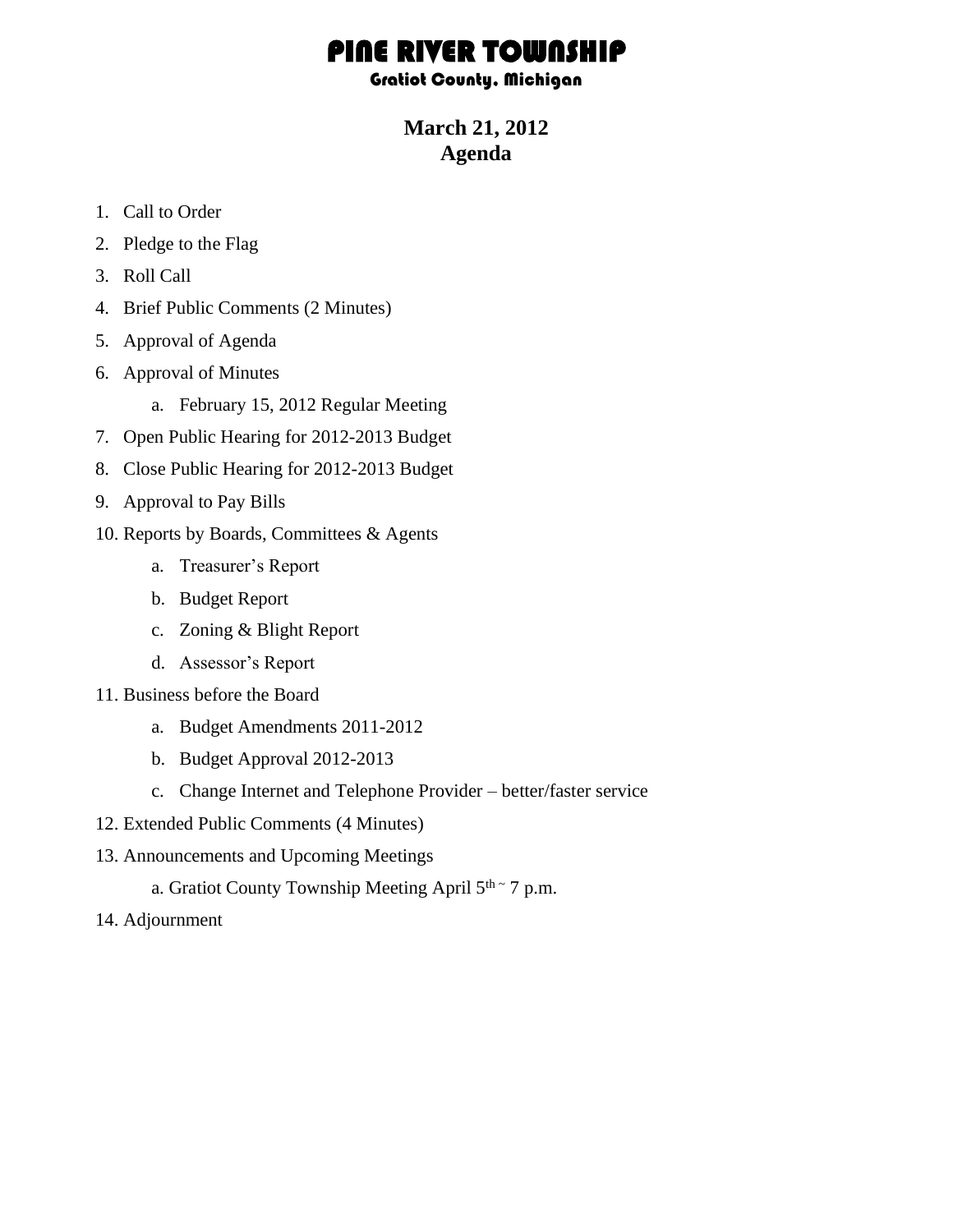# PINE RIVER TOWNSHIP

### Gratiot County, Michigan

## March 21, 2012
## Agenda

1. Call to Order
2. Pledge to the Flag
3. Roll Call
4. Brief Public Comments (2 Minutes)
5. Approval of Agenda
6. Approval of Minutes
    a. February 15, 2012 Regular Meeting
7. Open Public Hearing for 2012-2013 Budget
8. Close Public Hearing for 2012-2013 Budget
9. Approval to Pay Bills
10. Reports by Boards, Committees & Agents
    a. Treasurer's Report
    b. Budget Report
    c. Zoning & Blight Report
    d. Assessor's Report
11. Business before the Board
    a. Budget Amendments 2011-2012
    b. Budget Approval 2012-2013
    c. Change Internet and Telephone Provider – better/faster service
12. Extended Public Comments (4 Minutes)
13. Announcements and Upcoming Meetings
    a. Gratiot County Township Meeting April 5th ~ 7 p.m.
14. Adjournment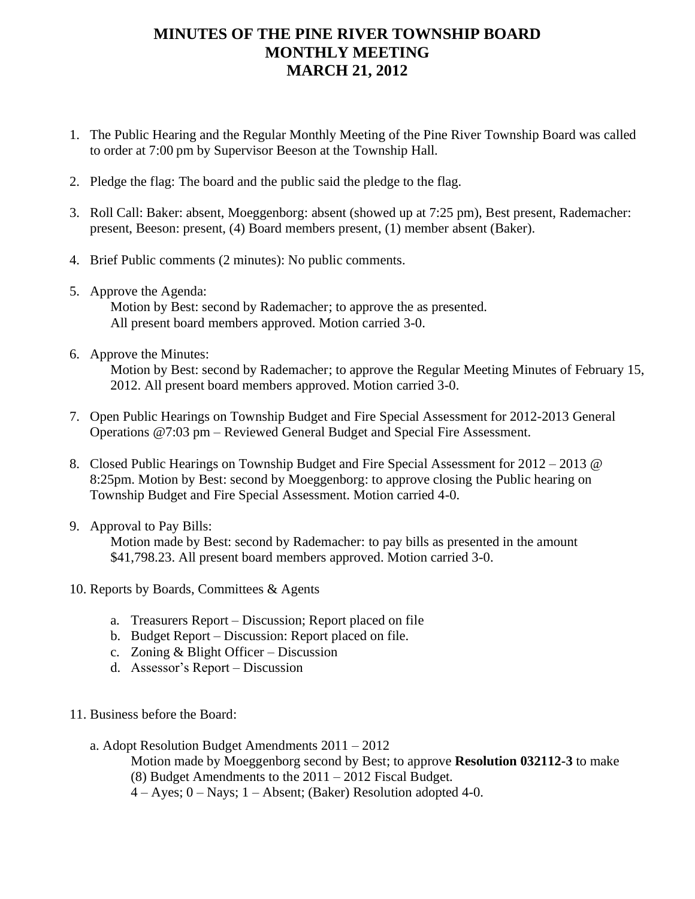# MINUTES OF THE PINE RIVER TOWNSHIP BOARD
# MONTHLY MEETING
# MARCH 21, 2012

1. The Public Hearing and the Regular Monthly Meeting of the Pine River Township Board was called to order at 7:00 pm by Supervisor Beeson at the Township Hall.

2. Pledge the flag: The board and the public said the pledge to the flag.

3. Roll Call: Baker: absent, Moeggenborg: absent (showed up at 7:25 pm), Best present, Rademacher: present, Beeson: present, (4) Board members present, (1) member absent (Baker).

4. Brief Public comments (2 minutes): No public comments.

5. Approve the Agenda:
   Motion by Best: second by Rademacher; to approve the as presented.
   All present board members approved. Motion carried 3-0.

6. Approve the Minutes:
   Motion by Best: second by Rademacher; to approve the Regular Meeting Minutes of February 15, 2012. All present board members approved. Motion carried 3-0.

7. Open Public Hearings on Township Budget and Fire Special Assessment for 2012-2013 General Operations @7:03 pm – Reviewed General Budget and Special Fire Assessment.

8. Closed Public Hearings on Township Budget and Fire Special Assessment for 2012 – 2013 @ 8:25pm. Motion by Best: second by Moeggenborg: to approve closing the Public hearing on Township Budget and Fire Special Assessment. Motion carried 4-0.

9. Approval to Pay Bills:
   Motion made by Best: second by Rademacher: to pay bills as presented in the amount $41,798.23. All present board members approved. Motion carried 3-0.

10. Reports by Boards, Committees & Agents

    a. Treasurers Report – Discussion; Report placed on file
    b. Budget Report – Discussion: Report placed on file.
    c. Zoning & Blight Officer – Discussion
    d. Assessor's Report – Discussion

11. Business before the Board:

    a. Adopt Resolution Budget Amendments 2011 – 2012
       Motion made by Moeggenborg second by Best; to approve **Resolution 032112-3** to make (8) Budget Amendments to the 2011 – 2012 Fiscal Budget.
       4 – Ayes; 0 – Nays; 1 – Absent; (Baker) Resolution adopted 4-0.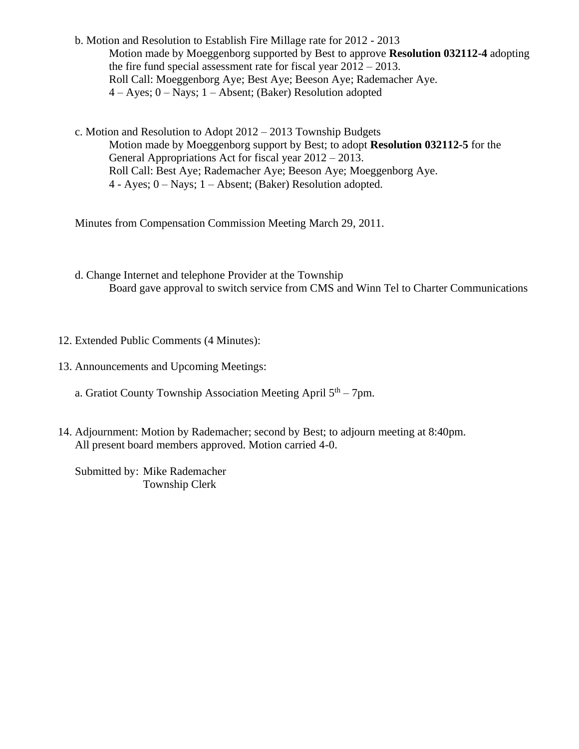b. Motion and Resolution to Establish Fire Millage rate for 2012 - 2013

Motion made by Moeggenborg supported by Best to approve **Resolution 032112-4** adopting the fire fund special assessment rate for fiscal year 2012 – 2013.
Roll Call: Moeggenborg Aye; Best Aye; Beeson Aye; Rademacher Aye.
4 – Ayes; 0 – Nays; 1 – Absent; (Baker) Resolution adopted

c. Motion and Resolution to Adopt 2012 – 2013 Township Budgets

Motion made by Moeggenborg support by Best; to adopt **Resolution 032112-5** for the General Appropriations Act for fiscal year 2012 – 2013.
Roll Call: Best Aye; Rademacher Aye; Beeson Aye; Moeggenborg Aye.
4 - Ayes; 0 – Nays; 1 – Absent; (Baker) Resolution adopted.

Minutes from Compensation Commission Meeting March 29, 2011.

d. Change Internet and telephone Provider at the Township

Board gave approval to switch service from CMS and Winn Tel to Charter Communications

12. Extended Public Comments (4 Minutes):

13. Announcements and Upcoming Meetings:

a. Gratiot County Township Association Meeting April 5th – 7pm.

14. Adjournment: Motion by Rademacher; second by Best; to adjourn meeting at 8:40pm.
All present board members approved. Motion carried 4-0.

Submitted by: Mike Rademacher
Township Clerk